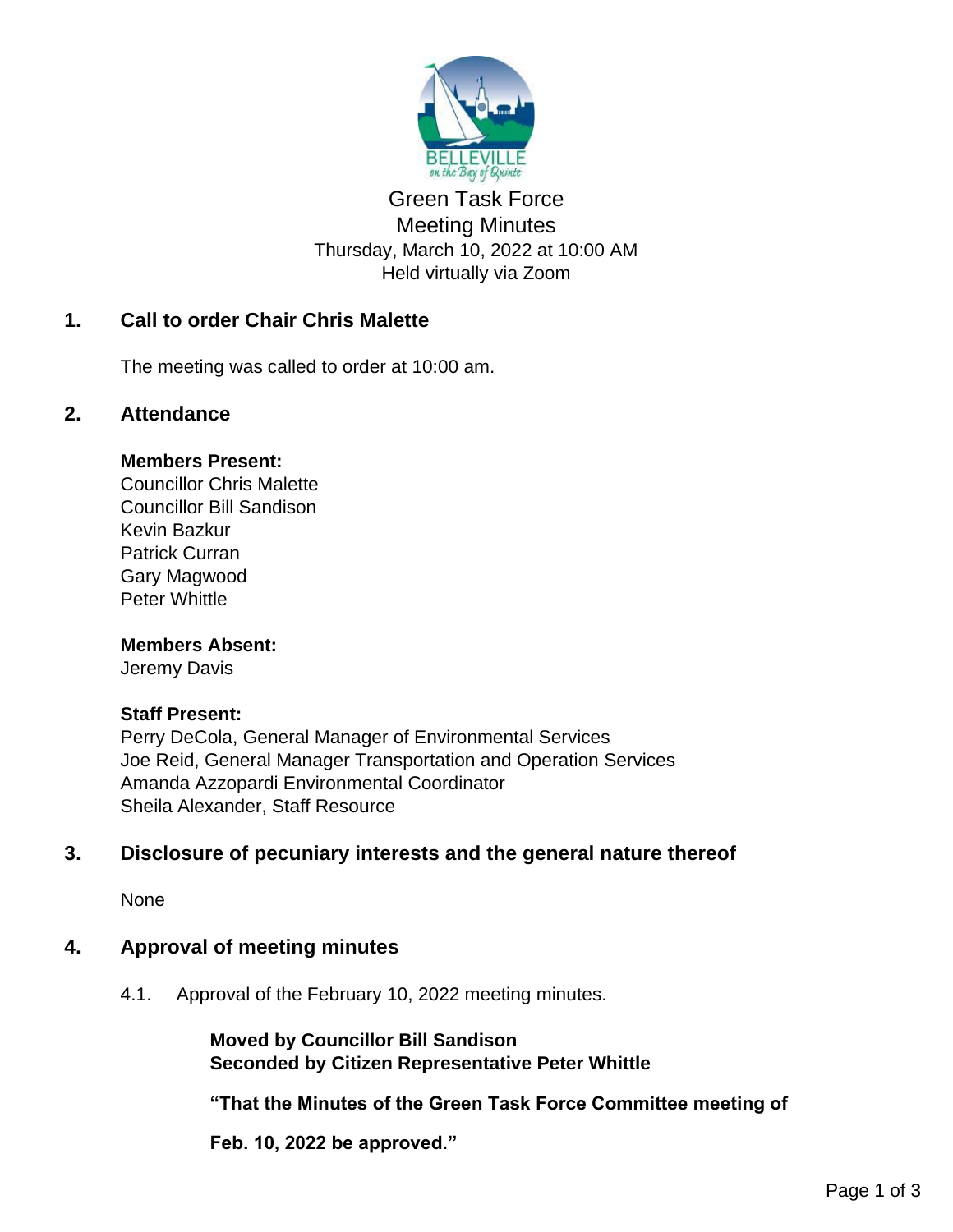# Green Task Force
# Meeting Minutes

Thursday, March 10, 2022 at 10:00 AM
Held virtually via Zoom

## 1. Call to order Chair Chris Malette

The meeting was called to order at 10:00 am.

## 2. Attendance

**Members Present:**
Councillor Chris Malette
Councillor Bill Sandison
Kevin Bazkur
Patrick Curran
Gary Magwood
Peter Whittle

**Members Absent:**
Jeremy Davis

**Staff Present:**
Perry DeCola, General Manager of Environmental Services
Joe Reid, General Manager Transportation and Operation Services
Amanda Azzopardi Environmental Coordinator
Sheila Alexander, Staff Resource

## 3. Disclosure of pecuniary interests and the general nature thereof

None

## 4. Approval of meeting minutes

4.1. Approval of the February 10, 2022 meeting minutes.

**Moved by Councillor Bill Sandison**
**Seconded by Citizen Representative Peter Whittle**

**"That the Minutes of the Green Task Force Committee meeting of Feb. 10, 2022 be approved."**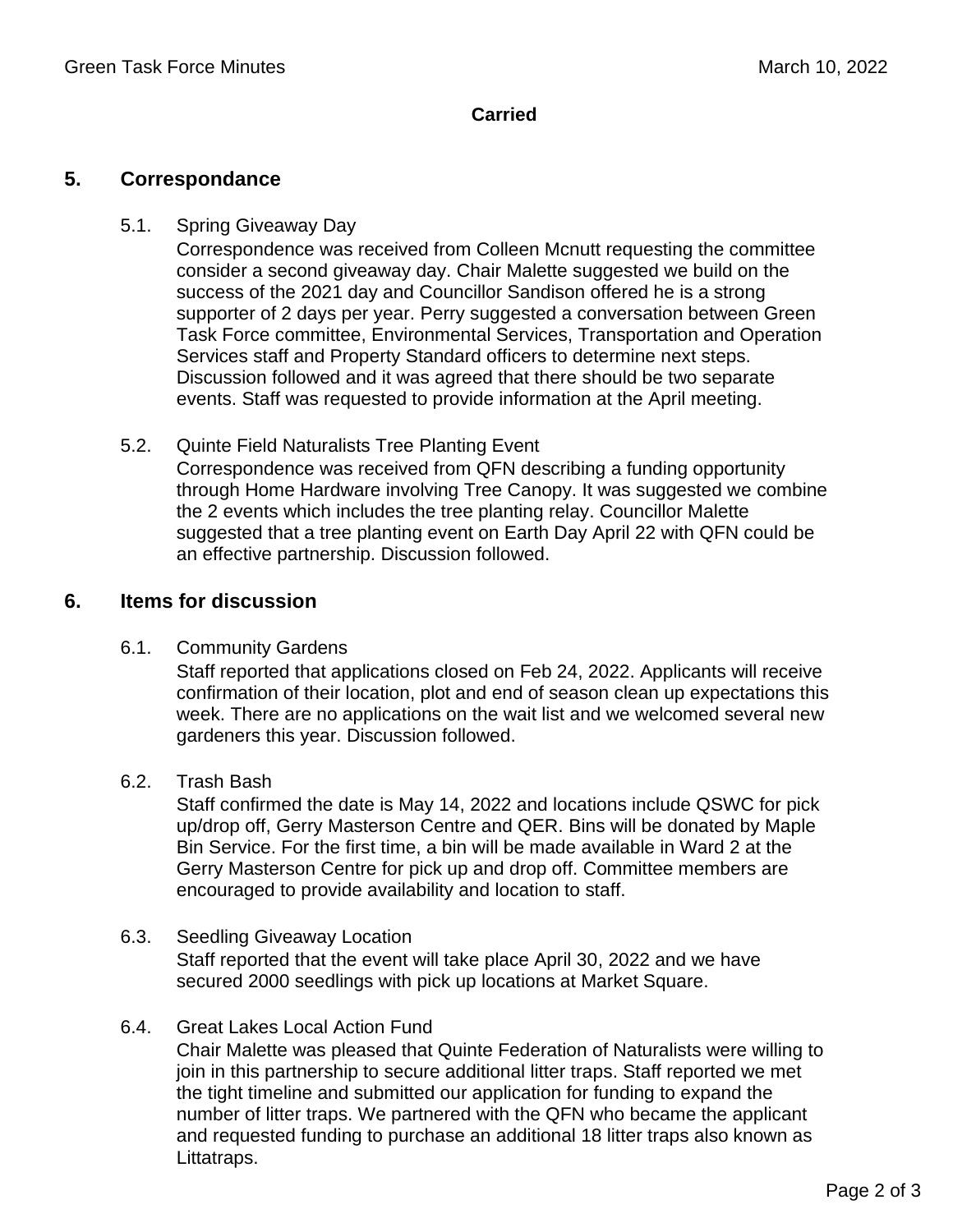**Carried**

## 5. Correspondance

5.1. Spring Giveaway Day

Correspondence was received from Colleen Mcnutt requesting the committee consider a second giveaway day. Chair Malette suggested we build on the success of the 2021 day and Councillor Sandison offered he is a strong supporter of 2 days per year. Perry suggested a conversation between Green Task Force committee, Environmental Services, Transportation and Operation Services staff and Property Standard officers to determine next steps. Discussion followed and it was agreed that there should be two separate events. Staff was requested to provide information at the April meeting.

5.2. Quinte Field Naturalists Tree Planting Event

Correspondence was received from QFN describing a funding opportunity through Home Hardware involving Tree Canopy. It was suggested we combine the 2 events which includes the tree planting relay. Councillor Malette suggested that a tree planting event on Earth Day April 22 with QFN could be an effective partnership. Discussion followed.

## 6. Items for discussion

6.1. Community Gardens

Staff reported that applications closed on Feb 24, 2022. Applicants will receive confirmation of their location, plot and end of season clean up expectations this week. There are no applications on the wait list and we welcomed several new gardeners this year. Discussion followed.

6.2. Trash Bash

Staff confirmed the date is May 14, 2022 and locations include QSWC for pick up/drop off, Gerry Masterson Centre and QER. Bins will be donated by Maple Bin Service. For the first time, a bin will be made available in Ward 2 at the Gerry Masterson Centre for pick up and drop off. Committee members are encouraged to provide availability and location to staff.

6.3. Seedling Giveaway Location

Staff reported that the event will take place April 30, 2022 and we have secured 2000 seedlings with pick up locations at Market Square.

6.4. Great Lakes Local Action Fund

Chair Malette was pleased that Quinte Federation of Naturalists were willing to join in this partnership to secure additional litter traps. Staff reported we met the tight timeline and submitted our application for funding to expand the number of litter traps. We partnered with the QFN who became the applicant and requested funding to purchase an additional 18 litter traps also known as Littatraps.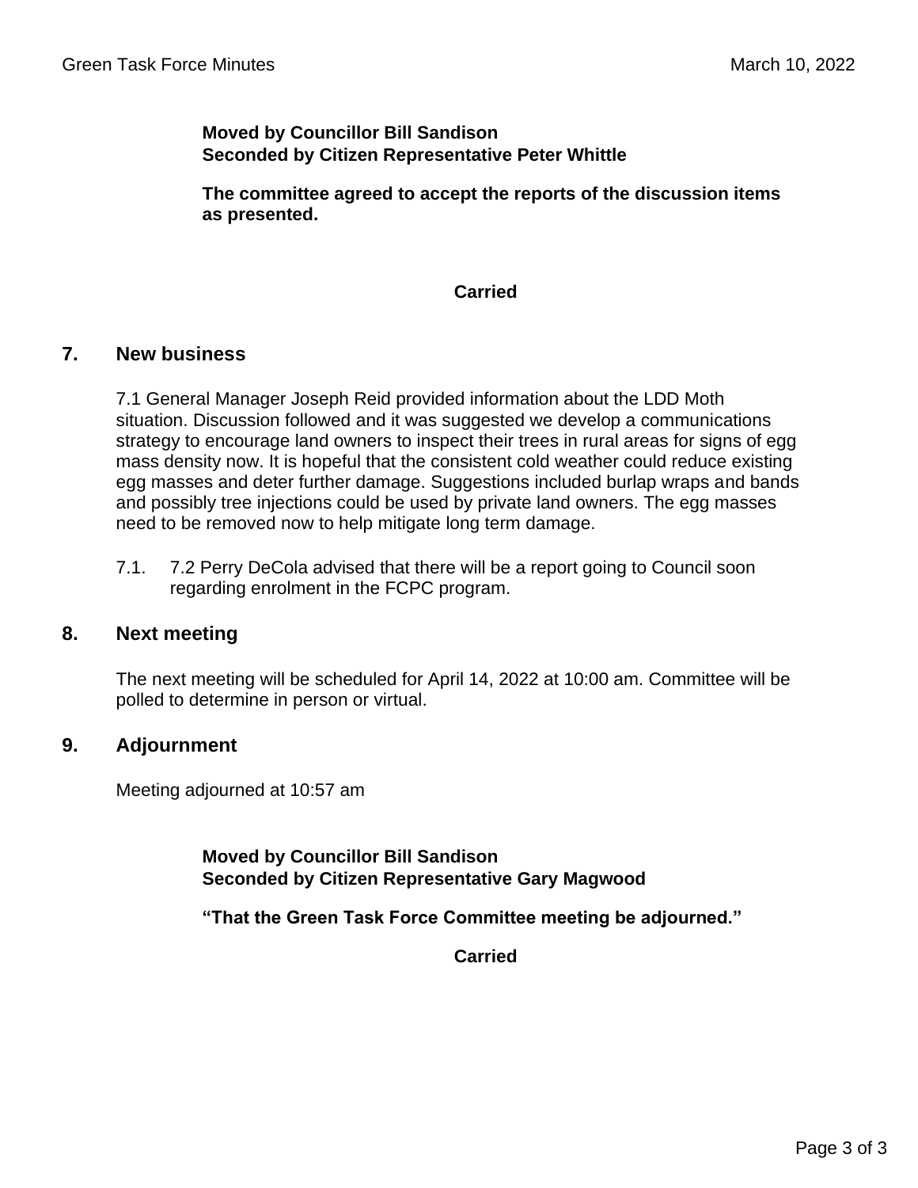**Moved by Councillor Bill Sandison**
**Seconded by Citizen Representative Peter Whittle**

**The committee agreed to accept the reports of the discussion items as presented.**

**Carried**

## 7. New business

7.1 General Manager Joseph Reid provided information about the LDD Moth situation. Discussion followed and it was suggested we develop a communications strategy to encourage land owners to inspect their trees in rural areas for signs of egg mass density now. It is hopeful that the consistent cold weather could reduce existing egg masses and deter further damage. Suggestions included burlap wraps and bands and possibly tree injections could be used by private land owners. The egg masses need to be removed now to help mitigate long term damage.

7.1. 7.2 Perry DeCola advised that there will be a report going to Council soon regarding enrolment in the FCPC program.

## 8. Next meeting

The next meeting will be scheduled for April 14, 2022 at 10:00 am. Committee will be polled to determine in person or virtual.

## 9. Adjournment

Meeting adjourned at 10:57 am

**Moved by Councillor Bill Sandison**
**Seconded by Citizen Representative Gary Magwood**

**"That the Green Task Force Committee meeting be adjourned."**

**Carried**